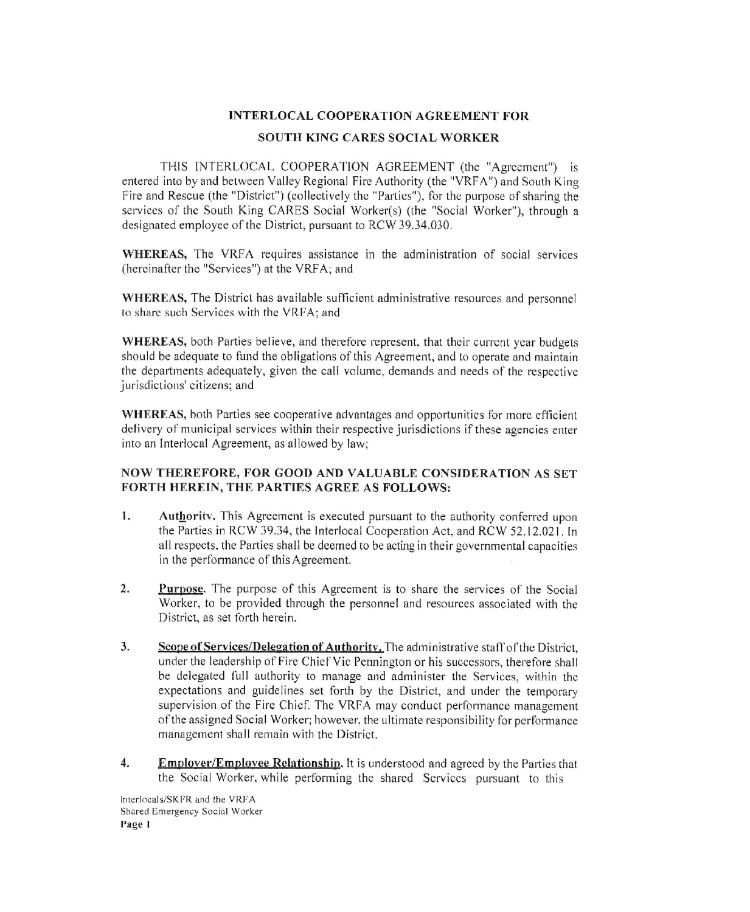# INTERLOCAL COOPERATION AGREEMENT FOR SOUTH KING CARES SOCIAL WORKER

THIS INTERLOCAL COOPERATION AGREEMENT (the "Agreement") is entered into by and between Valley Regional Fire Authority (the "VRFA") and South King Fire and Rescue (the "District") (collectively the "Parties"), for the purpose of sharing the services of the South King CARES Social Worker(s) (the "Social Worker"), through a designated employee of the District, pursuant to RCW 39.34.030.

**WHEREAS,** The VRFA requires assistance in the administration of social services (hereinafter the "Services") at the VRFA; and

**WHEREAS,** The District has available sufficient administrative resources and personnel to share such Services with the VRFA; and

**WHEREAS,** both Parties believe, and therefore represent, that their current year budgets should be adequate to fund the obligations of this Agreement, and to operate and maintain the departments adequately, given the call volume, demands and needs of the respective jurisdictions' citizens; and

**WHEREAS,** both Parties see cooperative advantages and opportunities for more efficient delivery of municipal services within their respective jurisdictions if these agencies enter into an Interlocal Agreement, as allowed by law;

**NOW THEREFORE, FOR GOOD AND VALUABLE CONSIDERATION AS SET FORTH HEREIN, THE PARTIES AGREE AS FOLLOWS:**

1. **Authority.** This Agreement is executed pursuant to the authority conferred upon the Parties in RCW 39.34, the Interlocal Cooperation Act, and RCW 52.12.021. In all respects, the Parties shall be deemed to be acting in their governmental capacities in the performance of this Agreement.

2. **Purpose.** The purpose of this Agreement is to share the services of the Social Worker, to be provided through the personnel and resources associated with the District, as set forth herein.

3. **Scope of Services/Delegation of Authority.** The administrative staff of the District, under the leadership of Fire Chief Vic Pennington or his successors, therefore shall be delegated full authority to manage and administer the Services, within the expectations and guidelines set forth by the District, and under the temporary supervision of the Fire Chief. The VRFA may conduct performance management of the assigned Social Worker; however, the ultimate responsibility for performance management shall remain with the District.

4. **Employer/Employee Relationship.** It is understood and agreed by the Parties that the Social Worker, while performing the shared Services pursuant to this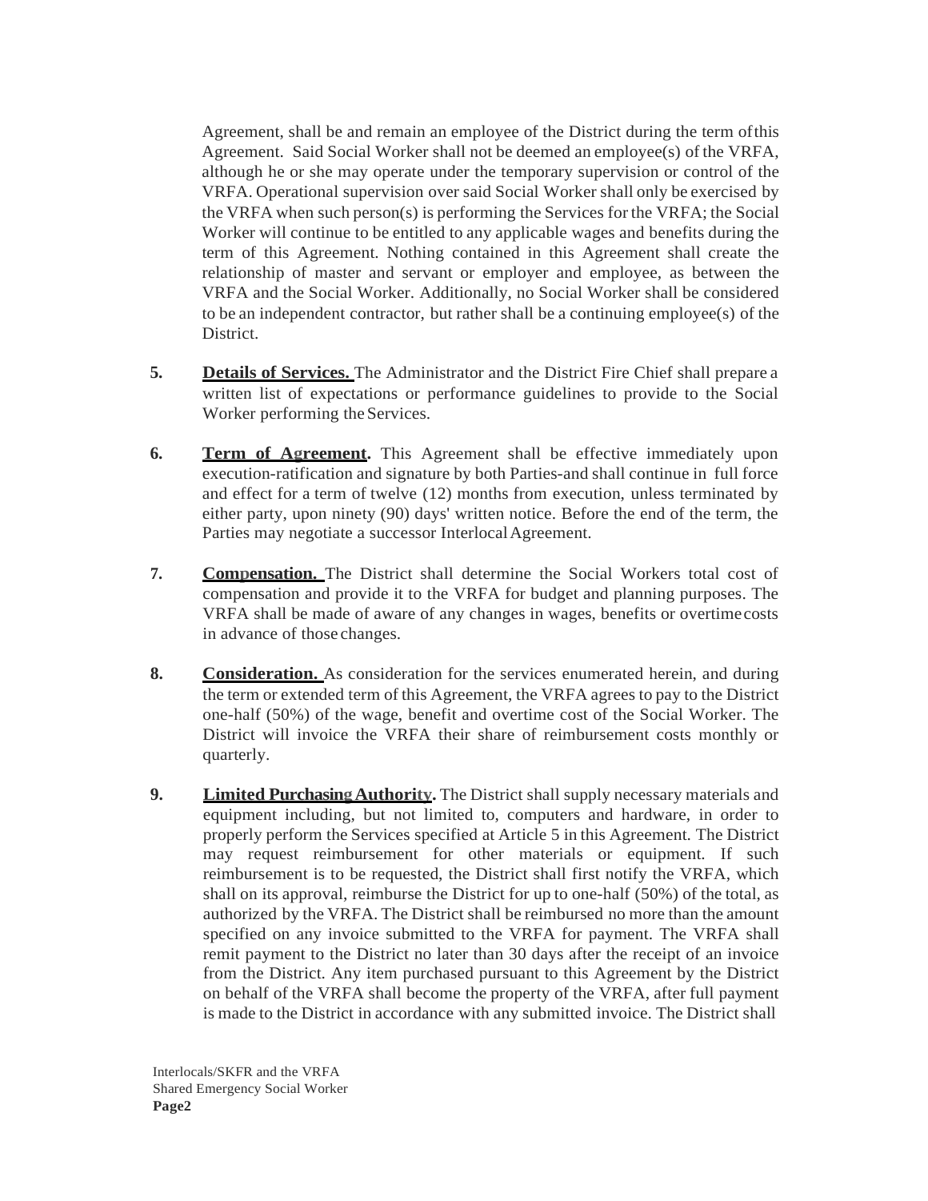Agreement, shall be and remain an employee of the District during the term of this Agreement. Said Social Worker shall not be deemed an employee(s) of the VRFA, although he or she may operate under the temporary supervision or control of the VRFA. Operational supervision over said Social Worker shall only be exercised by the VRFA when such person(s) is performing the Services for the VRFA; the Social Worker will continue to be entitled to any applicable wages and benefits during the term of this Agreement. Nothing contained in this Agreement shall create the relationship of master and servant or employer and employee, as between the VRFA and the Social Worker. Additionally, no Social Worker shall be considered to be an independent contractor, but rather shall be a continuing employee(s) of the District.

**5. Details of Services.** The Administrator and the District Fire Chief shall prepare a written list of expectations or performance guidelines to provide to the Social Worker performing the Services.

**6. Term of Agreement.** This Agreement shall be effective immediately upon execution-ratification and signature by both Parties-and shall continue in full force and effect for a term of twelve (12) months from execution, unless terminated by either party, upon ninety (90) days' written notice. Before the end of the term, the Parties may negotiate a successor Interlocal Agreement.

**7. Compensation.** The District shall determine the Social Workers total cost of compensation and provide it to the VRFA for budget and planning purposes. The VRFA shall be made of aware of any changes in wages, benefits or overtime costs in advance of those changes.

**8. Consideration.** As consideration for the services enumerated herein, and during the term or extended term of this Agreement, the VRFA agrees to pay to the District one-half (50%) of the wage, benefit and overtime cost of the Social Worker. The District will invoice the VRFA their share of reimbursement costs monthly or quarterly.

**9. Limited Purchasing Authority.** The District shall supply necessary materials and equipment including, but not limited to, computers and hardware, in order to properly perform the Services specified at Article 5 in this Agreement. The District may request reimbursement for other materials or equipment. If such reimbursement is to be requested, the District shall first notify the VRFA, which shall on its approval, reimburse the District for up to one-half (50%) of the total, as authorized by the VRFA. The District shall be reimbursed no more than the amount specified on any invoice submitted to the VRFA for payment. The VRFA shall remit payment to the District no later than 30 days after the receipt of an invoice from the District. Any item purchased pursuant to this Agreement by the District on behalf of the VRFA shall become the property of the VRFA, after full payment is made to the District in accordance with any submitted invoice. The District shall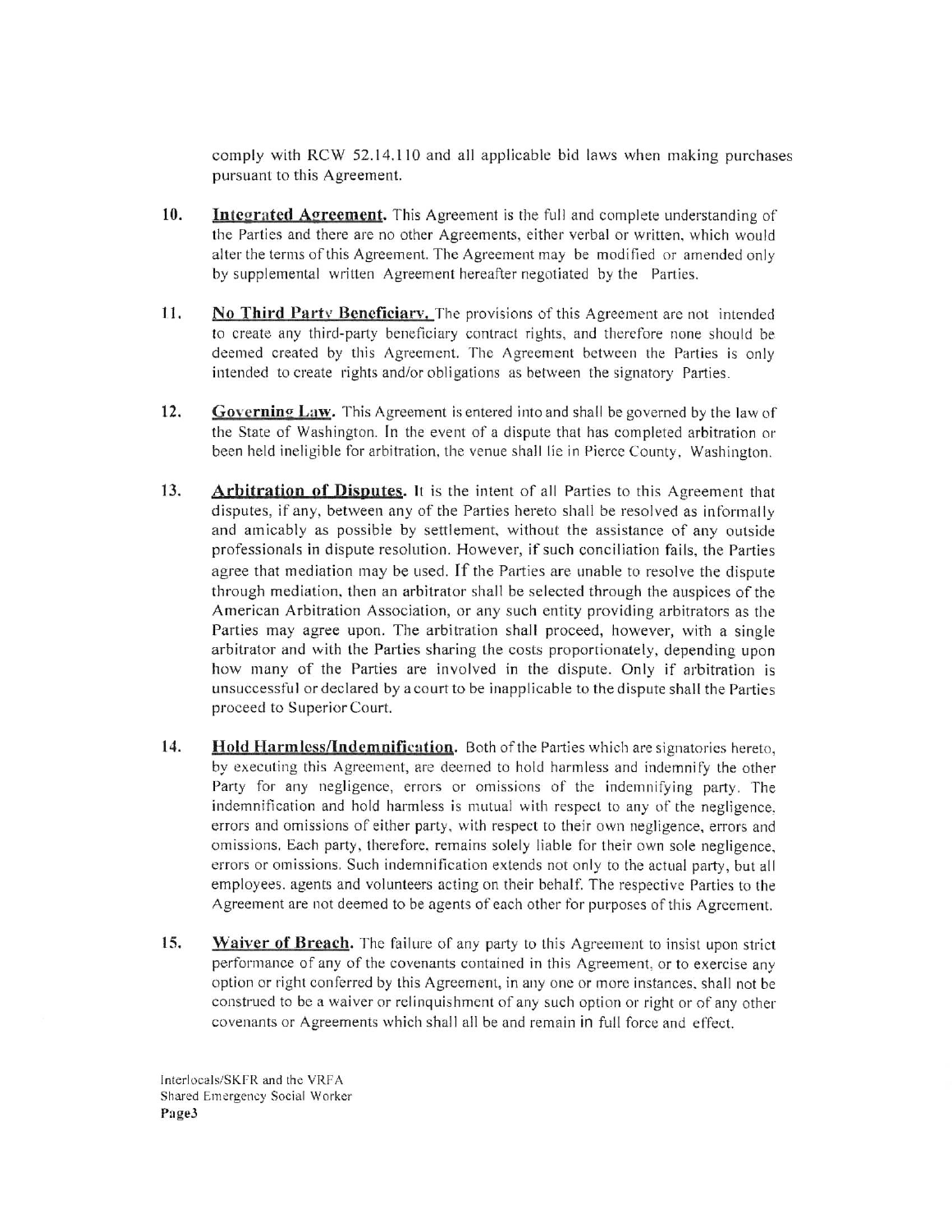comply with RCW 52.14.110 and all applicable bid laws when making purchases pursuant to this Agreement.

10. **Integrated Agreement.** This Agreement is the full and complete understanding of the Parties and there are no other Agreements, either verbal or written, which would alter the terms of this Agreement. The Agreement may be modified or amended only by supplemental written Agreement hereafter negotiated by the Parties.

11. **No Third Party Beneficiary.** The provisions of this Agreement are not intended to create any third-party beneficiary contract rights, and therefore none should be deemed created by this Agreement. The Agreement between the Parties is only intended to create rights and/or obligations as between the signatory Parties.

12. **Governing Law.** This Agreement is entered into and shall be governed by the law of the State of Washington. In the event of a dispute that has completed arbitration or been held ineligible for arbitration, the venue shall lie in Pierce County, Washington.

13. **Arbitration of Disputes.** It is the intent of all Parties to this Agreement that disputes, if any, between any of the Parties hereto shall be resolved as informally and amicably as possible by settlement, without the assistance of any outside professionals in dispute resolution. However, if such conciliation fails, the Parties agree that mediation may be used. If the Parties are unable to resolve the dispute through mediation, then an arbitrator shall be selected through the auspices of the American Arbitration Association, or any such entity providing arbitrators as the Parties may agree upon. The arbitration shall proceed, however, with a single arbitrator and with the Parties sharing the costs proportionately, depending upon how many of the Parties are involved in the dispute. Only if arbitration is unsuccessful or declared by a court to be inapplicable to the dispute shall the Parties proceed to Superior Court.

14. **Hold Harmless/Indemnification.** Both of the Parties which are signatories hereto, by executing this Agreement, are deemed to hold harmless and indemnify the other Party for any negligence, errors or omissions of the indemnifying party. The indemnification and hold harmless is mutual with respect to any of the negligence, errors and omissions of either party, with respect to their own negligence, errors and omissions. Each party, therefore, remains solely liable for their own sole negligence, errors or omissions. Such indemnification extends not only to the actual party, but all employees, agents and volunteers acting on their behalf. The respective Parties to the Agreement are not deemed to be agents of each other for purposes of this Agreement.

15. **Waiver of Breach.** The failure of any party to this Agreement to insist upon strict performance of any of the covenants contained in this Agreement, or to exercise any option or right conferred by this Agreement, in any one or more instances, shall not be construed to be a waiver or relinquishment of any such option or right or of any other covenants or Agreements which shall all be and remain in full force and effect.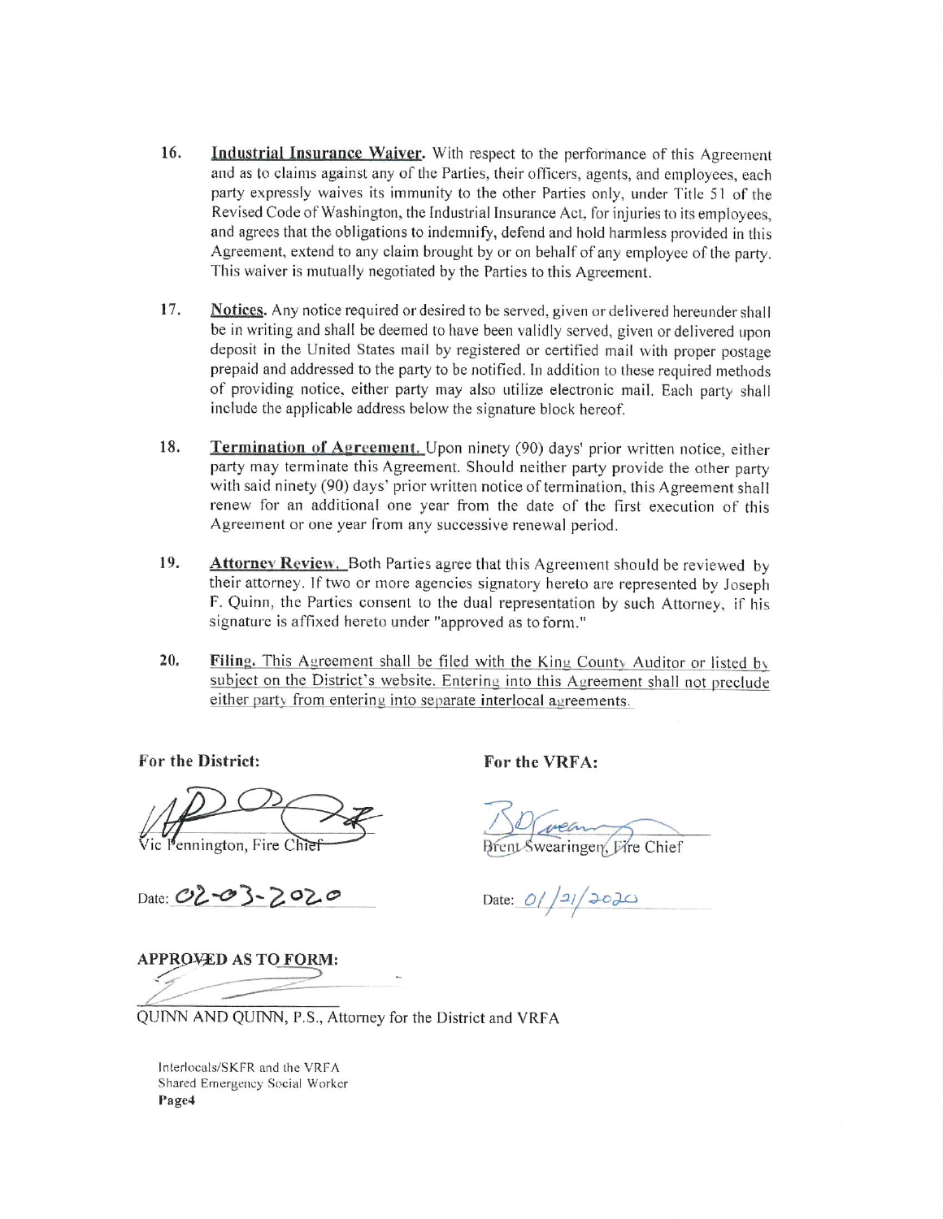16. **Industrial Insurance Waiver.** With respect to the performance of this Agreement and as to claims against any of the Parties, their officers, agents, and employees, each party expressly waives its immunity to the other Parties only, under Title 51 of the Revised Code of Washington, the Industrial Insurance Act, for injuries to its employees, and agrees that the obligations to indemnify, defend and hold harmless provided in this Agreement, extend to any claim brought by or on behalf of any employee of the party. This waiver is mutually negotiated by the Parties to this Agreement.

17. **Notices.** Any notice required or desired to be served, given or delivered hereunder shall be in writing and shall be deemed to have been validly served, given or delivered upon deposit in the United States mail by registered or certified mail with proper postage prepaid and addressed to the party to be notified. In addition to these required methods of providing notice, either party may also utilize electronic mail. Each party shall include the applicable address below the signature block hereof.

18. **Termination of Agreement.** Upon ninety (90) days' prior written notice, either party may terminate this Agreement. Should neither party provide the other party with said ninety (90) days' prior written notice of termination, this Agreement shall renew for an additional one year from the date of the first execution of this Agreement or one year from any successive renewal period.

19. **Attorney Review.** Both Parties agree that this Agreement should be reviewed by their attorney. If two or more agencies signatory hereto are represented by Joseph F. Quinn, the Parties consent to the dual representation by such Attorney, if his signature is affixed hereto under "approved as to form."

20. **Filing.** This Agreement shall be filed with the King County Auditor or listed by subject on the District's website. Entering into this Agreement shall not preclude either party from entering into separate interlocal agreements.

**For the District:**

Vic Pennington, Fire Chief

Date: 02-03-2020

**For the VRFA:**

Brent Swearingen, Fire Chief

Date: 01/21/2020

**APPROVED AS TO FORM:**

QUINN AND QUINN, P.S., Attorney for the District and VRFA

Interlocals/SKFR and the VRFA
Shared Emergency Social Worker